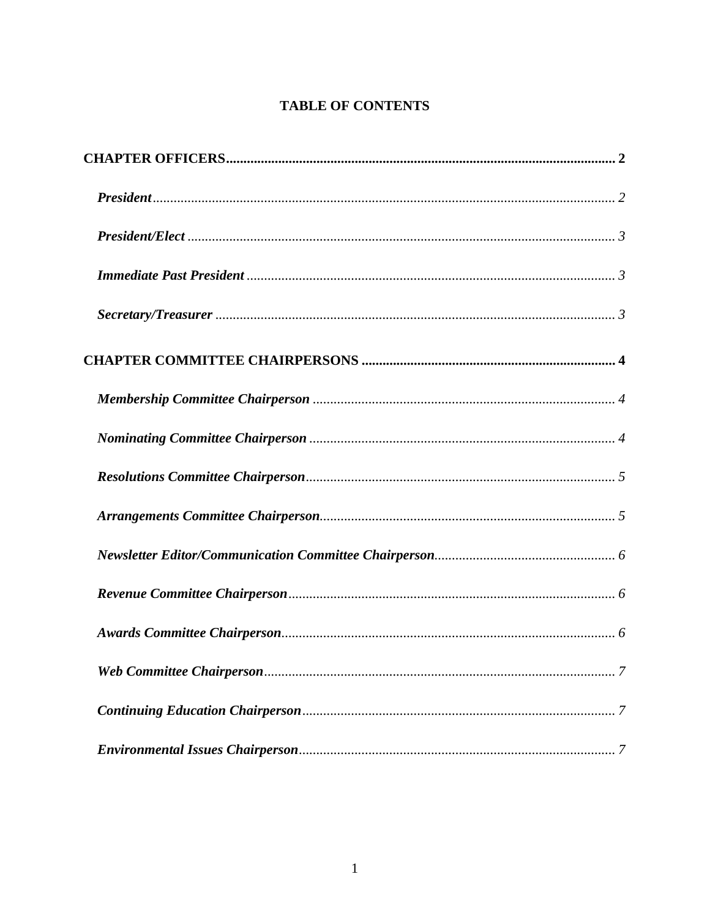# TABLE OF CONTENTS

**CHAPTER OFFICERS** .......... **2**

- ***President*** .......... *2*
- ***President/Elect*** .......... *3*
- ***Immediate Past President*** .......... *3*
- ***Secretary/Treasurer*** .......... *3*

**CHAPTER COMMITTEE CHAIRPERSONS** .......... **4**

- ***Membership Committee Chairperson*** .......... *4*
- ***Nominating Committee Chairperson*** .......... *4*
- ***Resolutions Committee Chairperson*** .......... *5*
- ***Arrangements Committee Chairperson*** .......... *5*
- ***Newsletter Editor/Communication Committee Chairperson*** .......... *6*
- ***Revenue Committee Chairperson*** .......... *6*
- ***Awards Committee Chairperson*** .......... *6*
- ***Web Committee Chairperson*** .......... *7*
- ***Continuing Education Chairperson*** .......... *7*
- ***Environmental Issues Chairperson*** .......... *7*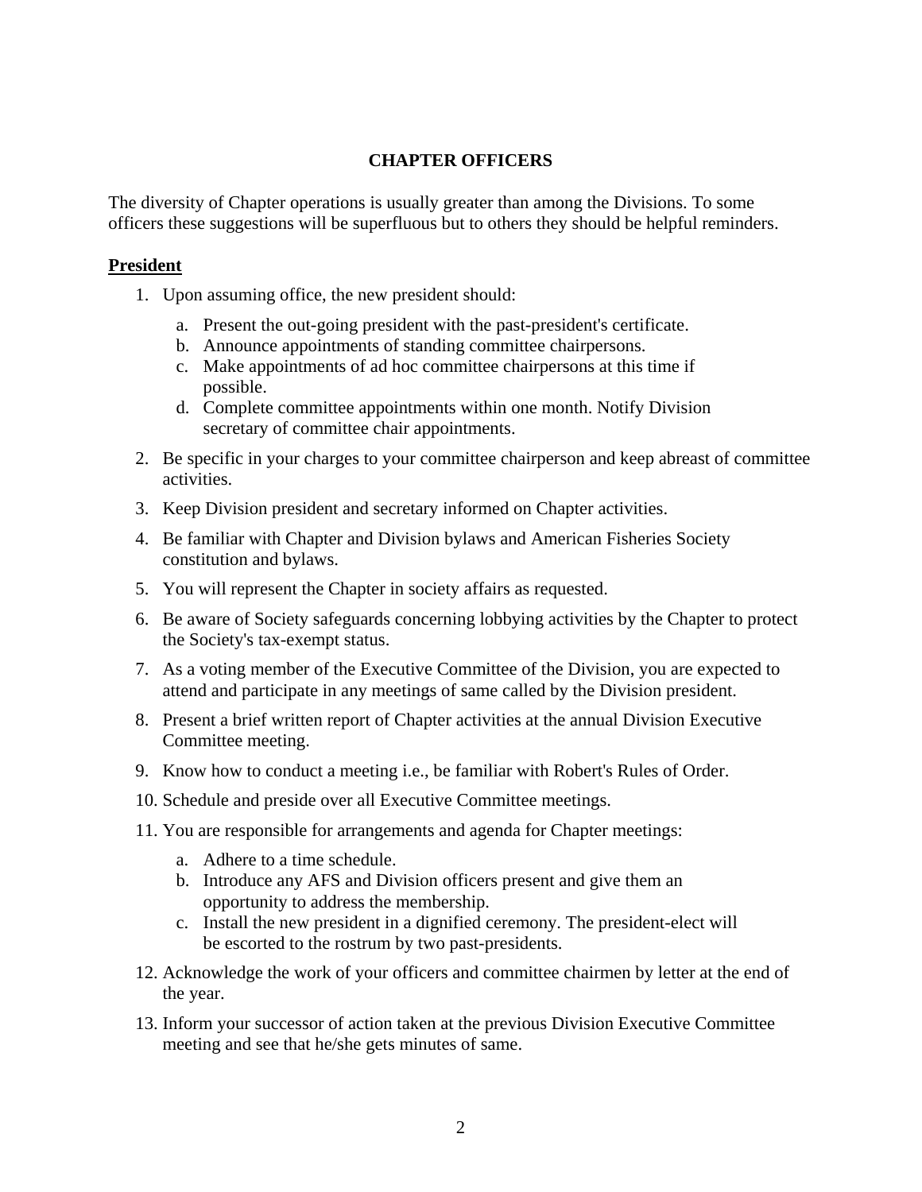## CHAPTER OFFICERS

The diversity of Chapter operations is usually greater than among the Divisions. To some officers these suggestions will be superfluous but to others they should be helpful reminders.

### President

1. Upon assuming office, the new president should:
   a. Present the out-going president with the past-president's certificate.
   b. Announce appointments of standing committee chairpersons.
   c. Make appointments of ad hoc committee chairpersons at this time if possible.
   d. Complete committee appointments within one month. Notify Division secretary of committee chair appointments.
2. Be specific in your charges to your committee chairperson and keep abreast of committee activities.
3. Keep Division president and secretary informed on Chapter activities.
4. Be familiar with Chapter and Division bylaws and American Fisheries Society constitution and bylaws.
5. You will represent the Chapter in society affairs as requested.
6. Be aware of Society safeguards concerning lobbying activities by the Chapter to protect the Society's tax-exempt status.
7. As a voting member of the Executive Committee of the Division, you are expected to attend and participate in any meetings of same called by the Division president.
8. Present a brief written report of Chapter activities at the annual Division Executive Committee meeting.
9. Know how to conduct a meeting i.e., be familiar with Robert's Rules of Order.
10. Schedule and preside over all Executive Committee meetings.
11. You are responsible for arrangements and agenda for Chapter meetings:
    a. Adhere to a time schedule.
    b. Introduce any AFS and Division officers present and give them an opportunity to address the membership.
    c. Install the new president in a dignified ceremony. The president-elect will be escorted to the rostrum by two past-presidents.
12. Acknowledge the work of your officers and committee chairmen by letter at the end of the year.
13. Inform your successor of action taken at the previous Division Executive Committee meeting and see that he/she gets minutes of same.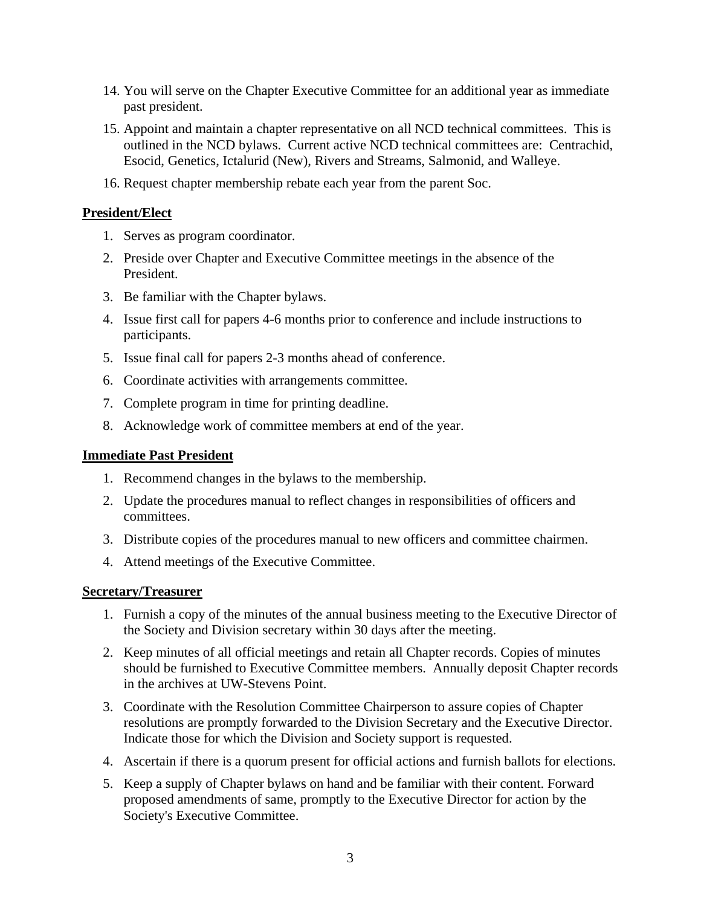14. You will serve on the Chapter Executive Committee for an additional year as immediate past president.
15. Appoint and maintain a chapter representative on all NCD technical committees. This is outlined in the NCD bylaws. Current active NCD technical committees are: Centrachid, Esocid, Genetics, Ictalurid (New), Rivers and Streams, Salmonid, and Walleye.
16. Request chapter membership rebate each year from the parent Soc.

**President/Elect**

1. Serves as program coordinator.
2. Preside over Chapter and Executive Committee meetings in the absence of the President.
3. Be familiar with the Chapter bylaws.
4. Issue first call for papers 4-6 months prior to conference and include instructions to participants.
5. Issue final call for papers 2-3 months ahead of conference.
6. Coordinate activities with arrangements committee.
7. Complete program in time for printing deadline.
8. Acknowledge work of committee members at end of the year.

**Immediate Past President**

1. Recommend changes in the bylaws to the membership.
2. Update the procedures manual to reflect changes in responsibilities of officers and committees.
3. Distribute copies of the procedures manual to new officers and committee chairmen.
4. Attend meetings of the Executive Committee.

**Secretary/Treasurer**

1. Furnish a copy of the minutes of the annual business meeting to the Executive Director of the Society and Division secretary within 30 days after the meeting.
2. Keep minutes of all official meetings and retain all Chapter records. Copies of minutes should be furnished to Executive Committee members. Annually deposit Chapter records in the archives at UW-Stevens Point.
3. Coordinate with the Resolution Committee Chairperson to assure copies of Chapter resolutions are promptly forwarded to the Division Secretary and the Executive Director. Indicate those for which the Division and Society support is requested.
4. Ascertain if there is a quorum present for official actions and furnish ballots for elections.
5. Keep a supply of Chapter bylaws on hand and be familiar with their content. Forward proposed amendments of same, promptly to the Executive Director for action by the Society's Executive Committee.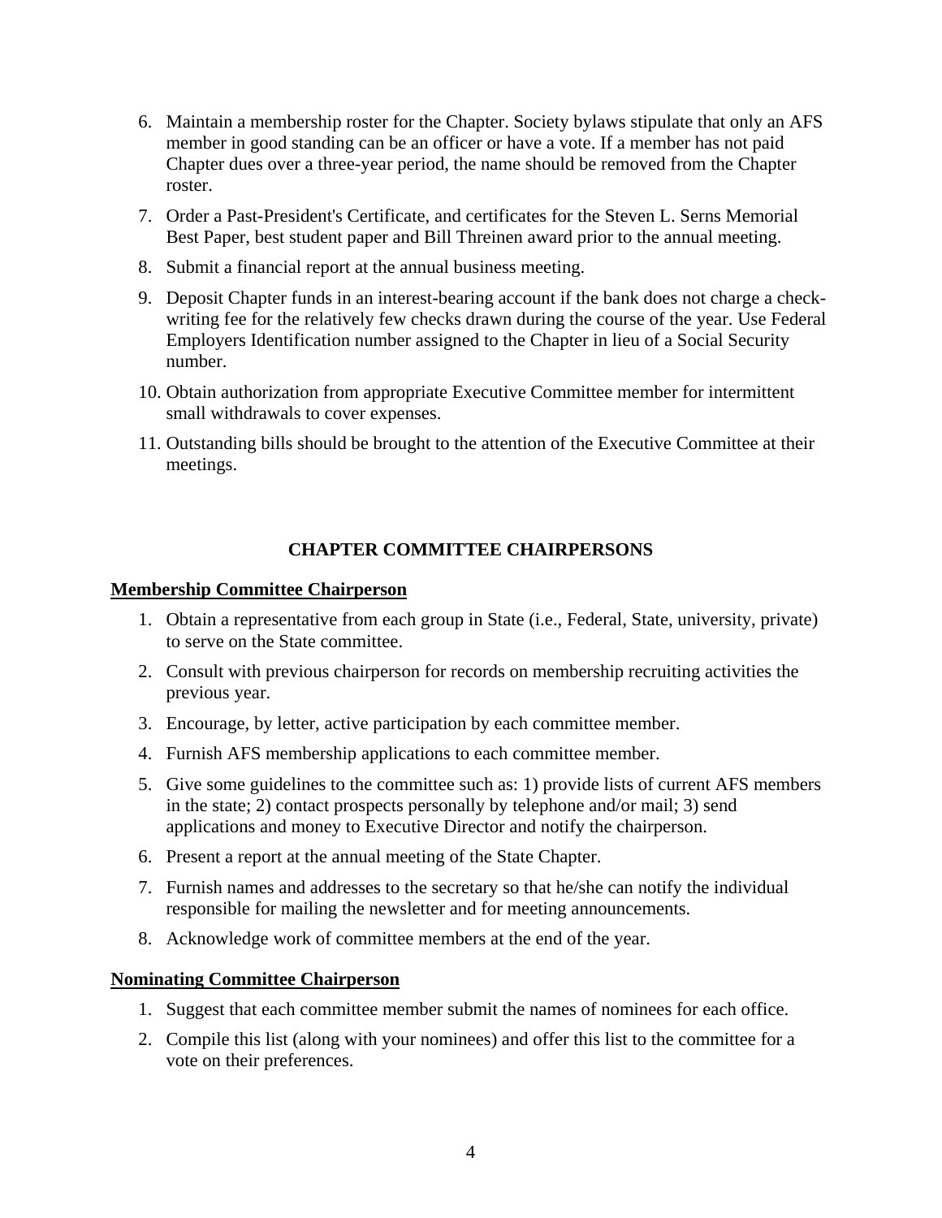6. Maintain a membership roster for the Chapter. Society bylaws stipulate that only an AFS member in good standing can be an officer or have a vote. If a member has not paid Chapter dues over a three-year period, the name should be removed from the Chapter roster.
7. Order a Past-President's Certificate, and certificates for the Steven L. Serns Memorial Best Paper, best student paper and Bill Threinen award prior to the annual meeting.
8. Submit a financial report at the annual business meeting.
9. Deposit Chapter funds in an interest-bearing account if the bank does not charge a check-writing fee for the relatively few checks drawn during the course of the year. Use Federal Employers Identification number assigned to the Chapter in lieu of a Social Security number.
10. Obtain authorization from appropriate Executive Committee member for intermittent small withdrawals to cover expenses.
11. Outstanding bills should be brought to the attention of the Executive Committee at their meetings.

## CHAPTER COMMITTEE CHAIRPERSONS

### Membership Committee Chairperson

1. Obtain a representative from each group in State (i.e., Federal, State, university, private) to serve on the State committee.
2. Consult with previous chairperson for records on membership recruiting activities the previous year.
3. Encourage, by letter, active participation by each committee member.
4. Furnish AFS membership applications to each committee member.
5. Give some guidelines to the committee such as: 1) provide lists of current AFS members in the state; 2) contact prospects personally by telephone and/or mail; 3) send applications and money to Executive Director and notify the chairperson.
6. Present a report at the annual meeting of the State Chapter.
7. Furnish names and addresses to the secretary so that he/she can notify the individual responsible for mailing the newsletter and for meeting announcements.
8. Acknowledge work of committee members at the end of the year.

### Nominating Committee Chairperson

1. Suggest that each committee member submit the names of nominees for each office.
2. Compile this list (along with your nominees) and offer this list to the committee for a vote on their preferences.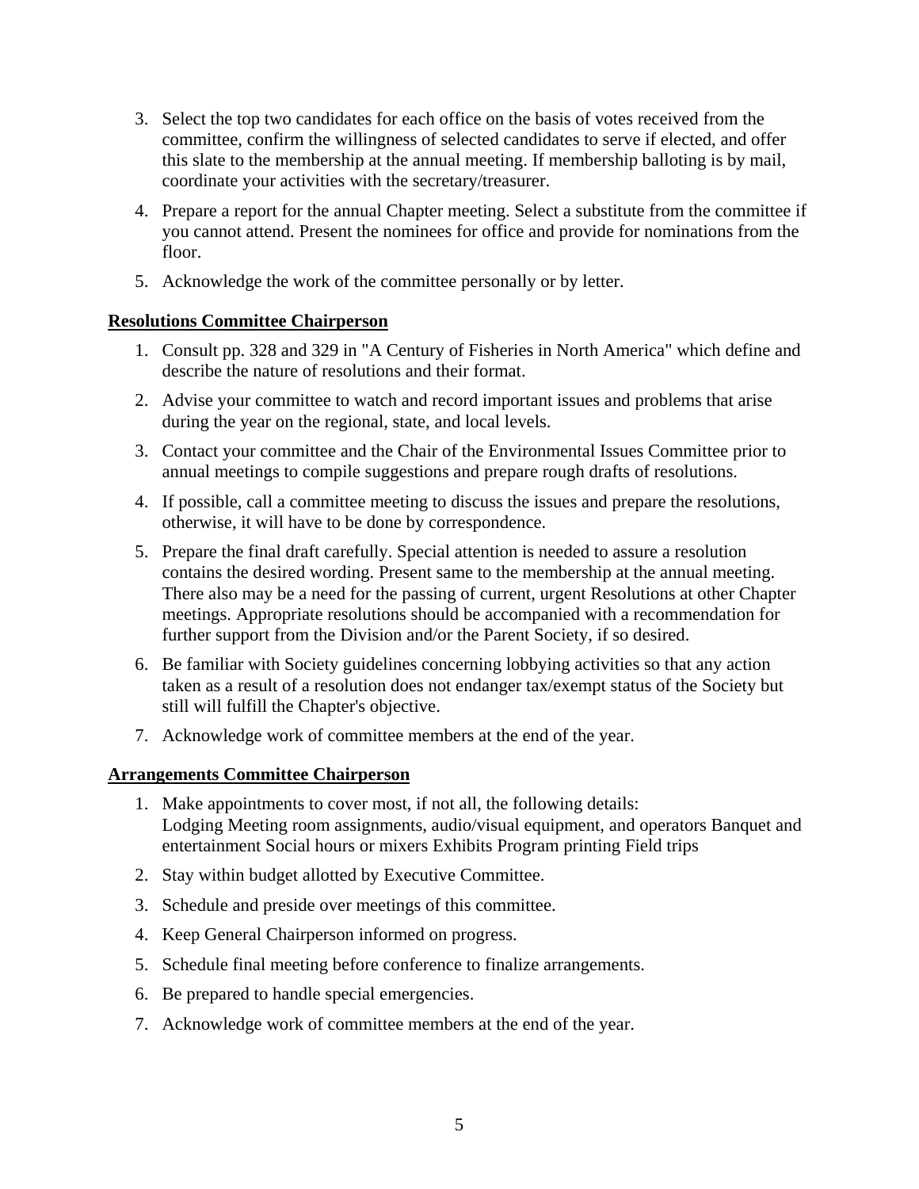3. Select the top two candidates for each office on the basis of votes received from the committee, confirm the willingness of selected candidates to serve if elected, and offer this slate to the membership at the annual meeting. If membership balloting is by mail, coordinate your activities with the secretary/treasurer.
4. Prepare a report for the annual Chapter meeting. Select a substitute from the committee if you cannot attend. Present the nominees for office and provide for nominations from the floor.
5. Acknowledge the work of the committee personally or by letter.

**Resolutions Committee Chairperson**

1. Consult pp. 328 and 329 in "A Century of Fisheries in North America" which define and describe the nature of resolutions and their format.
2. Advise your committee to watch and record important issues and problems that arise during the year on the regional, state, and local levels.
3. Contact your committee and the Chair of the Environmental Issues Committee prior to annual meetings to compile suggestions and prepare rough drafts of resolutions.
4. If possible, call a committee meeting to discuss the issues and prepare the resolutions, otherwise, it will have to be done by correspondence.
5. Prepare the final draft carefully. Special attention is needed to assure a resolution contains the desired wording. Present same to the membership at the annual meeting. There also may be a need for the passing of current, urgent Resolutions at other Chapter meetings. Appropriate resolutions should be accompanied with a recommendation for further support from the Division and/or the Parent Society, if so desired.
6. Be familiar with Society guidelines concerning lobbying activities so that any action taken as a result of a resolution does not endanger tax/exempt status of the Society but still will fulfill the Chapter's objective.
7. Acknowledge work of committee members at the end of the year.

**Arrangements Committee Chairperson**

1. Make appointments to cover most, if not all, the following details:
   Lodging Meeting room assignments, audio/visual equipment, and operators Banquet and entertainment Social hours or mixers Exhibits Program printing Field trips
2. Stay within budget allotted by Executive Committee.
3. Schedule and preside over meetings of this committee.
4. Keep General Chairperson informed on progress.
5. Schedule final meeting before conference to finalize arrangements.
6. Be prepared to handle special emergencies.
7. Acknowledge work of committee members at the end of the year.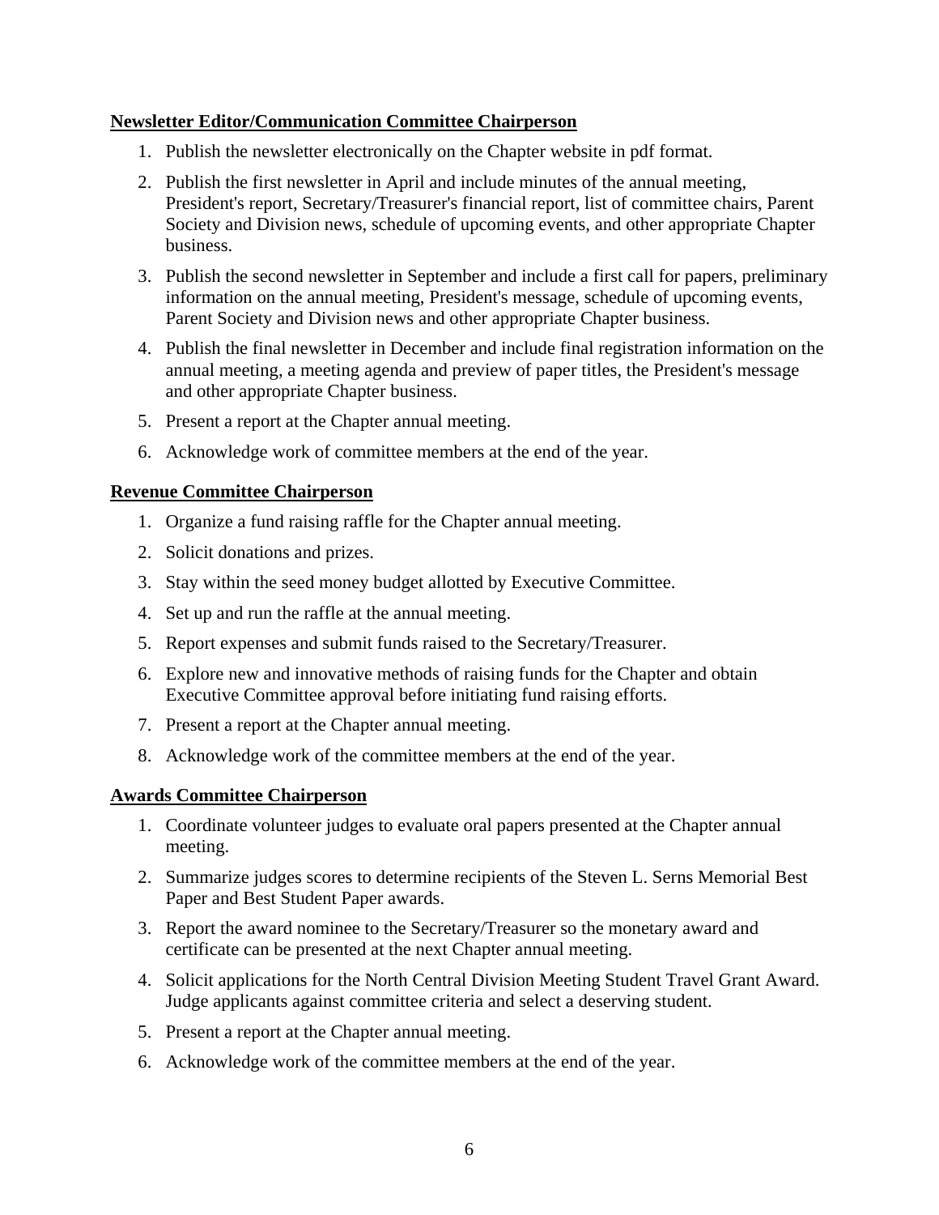**Newsletter Editor/Communication Committee Chairperson**

1. Publish the newsletter electronically on the Chapter website in pdf format.
2. Publish the first newsletter in April and include minutes of the annual meeting, President's report, Secretary/Treasurer's financial report, list of committee chairs, Parent Society and Division news, schedule of upcoming events, and other appropriate Chapter business.
3. Publish the second newsletter in September and include a first call for papers, preliminary information on the annual meeting, President's message, schedule of upcoming events, Parent Society and Division news and other appropriate Chapter business.
4. Publish the final newsletter in December and include final registration information on the annual meeting, a meeting agenda and preview of paper titles, the President's message and other appropriate Chapter business.
5. Present a report at the Chapter annual meeting.
6. Acknowledge work of committee members at the end of the year.

**Revenue Committee Chairperson**

1. Organize a fund raising raffle for the Chapter annual meeting.
2. Solicit donations and prizes.
3. Stay within the seed money budget allotted by Executive Committee.
4. Set up and run the raffle at the annual meeting.
5. Report expenses and submit funds raised to the Secretary/Treasurer.
6. Explore new and innovative methods of raising funds for the Chapter and obtain Executive Committee approval before initiating fund raising efforts.
7. Present a report at the Chapter annual meeting.
8. Acknowledge work of the committee members at the end of the year.

**Awards Committee Chairperson**

1. Coordinate volunteer judges to evaluate oral papers presented at the Chapter annual meeting.
2. Summarize judges scores to determine recipients of the Steven L. Serns Memorial Best Paper and Best Student Paper awards.
3. Report the award nominee to the Secretary/Treasurer so the monetary award and certificate can be presented at the next Chapter annual meeting.
4. Solicit applications for the North Central Division Meeting Student Travel Grant Award. Judge applicants against committee criteria and select a deserving student.
5. Present a report at the Chapter annual meeting.
6. Acknowledge work of the committee members at the end of the year.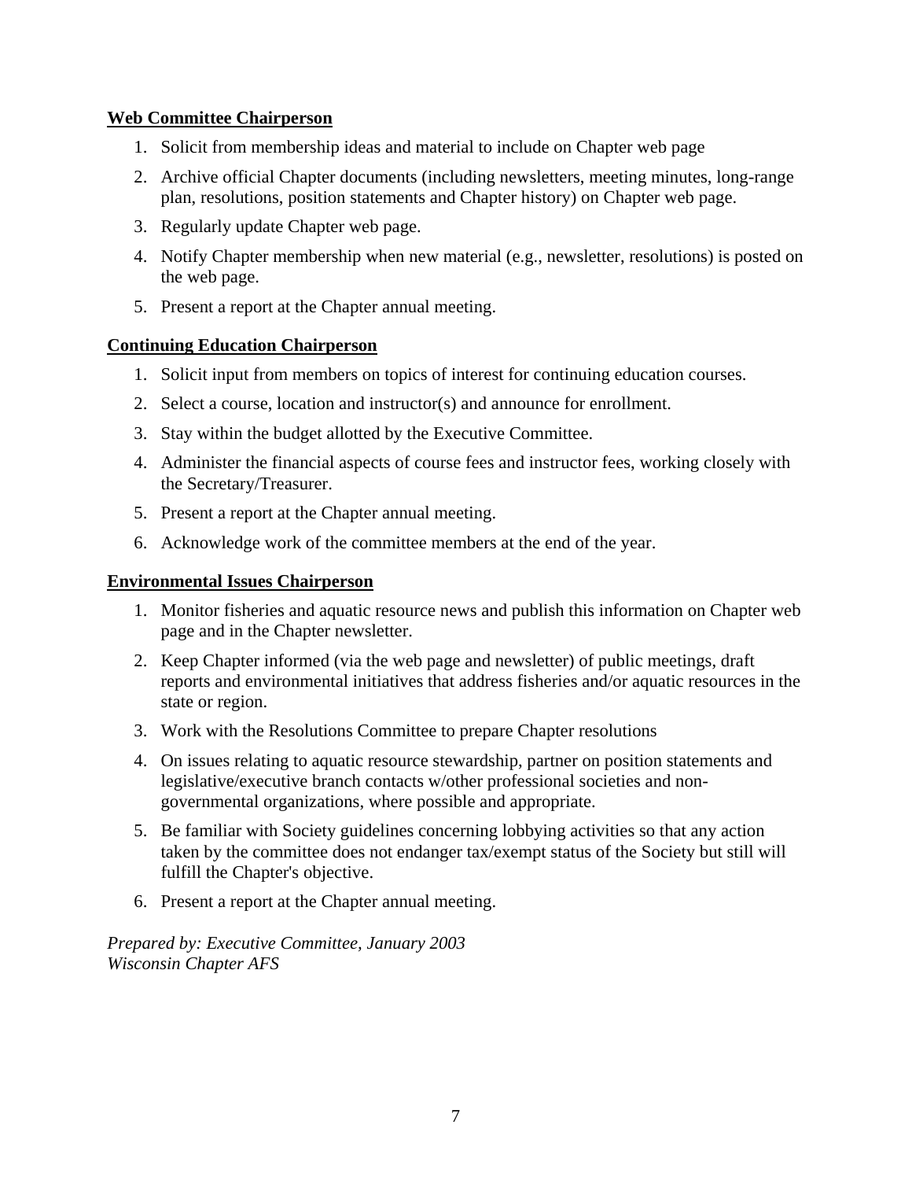**Web Committee Chairperson**

1. Solicit from membership ideas and material to include on Chapter web page
2. Archive official Chapter documents (including newsletters, meeting minutes, long-range plan, resolutions, position statements and Chapter history) on Chapter web page.
3. Regularly update Chapter web page.
4. Notify Chapter membership when new material (e.g., newsletter, resolutions) is posted on the web page.
5. Present a report at the Chapter annual meeting.

**Continuing Education Chairperson**

1. Solicit input from members on topics of interest for continuing education courses.
2. Select a course, location and instructor(s) and announce for enrollment.
3. Stay within the budget allotted by the Executive Committee.
4. Administer the financial aspects of course fees and instructor fees, working closely with the Secretary/Treasurer.
5. Present a report at the Chapter annual meeting.
6. Acknowledge work of the committee members at the end of the year.

**Environmental Issues Chairperson**

1. Monitor fisheries and aquatic resource news and publish this information on Chapter web page and in the Chapter newsletter.
2. Keep Chapter informed (via the web page and newsletter) of public meetings, draft reports and environmental initiatives that address fisheries and/or aquatic resources in the state or region.
3. Work with the Resolutions Committee to prepare Chapter resolutions
4. On issues relating to aquatic resource stewardship, partner on position statements and legislative/executive branch contacts w/other professional societies and non-governmental organizations, where possible and appropriate.
5. Be familiar with Society guidelines concerning lobbying activities so that any action taken by the committee does not endanger tax/exempt status of the Society but still will fulfill the Chapter's objective.
6. Present a report at the Chapter annual meeting.

*Prepared by: Executive Committee, January 2003*
*Wisconsin Chapter AFS*